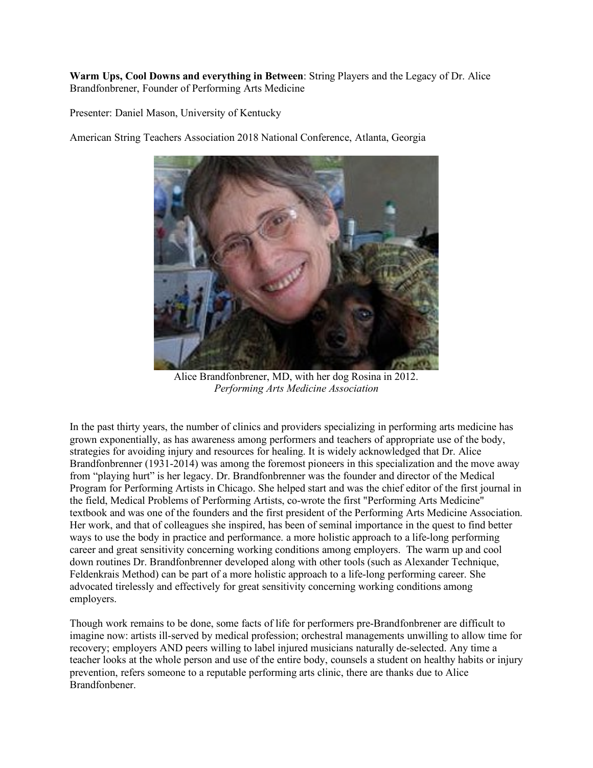**Warm Ups, Cool Downs and everything in Between**: String Players and the Legacy of Dr. Alice Brandfonbrener, Founder of Performing Arts Medicine

Presenter: Daniel Mason, University of Kentucky

American String Teachers Association 2018 National Conference, Atlanta, Georgia

Alice Brandfonbrener, MD, with her dog Rosina in 2012.
*Performing Arts Medicine Association*

In the past thirty years, the number of clinics and providers specializing in performing arts medicine has grown exponentially, as has awareness among performers and teachers of appropriate use of the body, strategies for avoiding injury and resources for healing. It is widely acknowledged that Dr. Alice Brandfonbrenner (1931-2014) was among the foremost pioneers in this specialization and the move away from "playing hurt" is her legacy. Dr. Brandfonbrenner was the founder and director of the Medical Program for Performing Artists in Chicago. She helped start and was the chief editor of the first journal in the field, Medical Problems of Performing Artists, co-wrote the first "Performing Arts Medicine" textbook and was one of the founders and the first president of the Performing Arts Medicine Association. Her work, and that of colleagues she inspired, has been of seminal importance in the quest to find better ways to use the body in practice and performance. a more holistic approach to a life-long performing career and great sensitivity concerning working conditions among employers. The warm up and cool down routines Dr. Brandfonbrenner developed along with other tools (such as Alexander Technique, Feldenkrais Method) can be part of a more holistic approach to a life-long performing career. She advocated tirelessly and effectively for great sensitivity concerning working conditions among employers.

Though work remains to be done, some facts of life for performers pre-Brandfonbrener are difficult to imagine now: artists ill-served by medical profession; orchestral managements unwilling to allow time for recovery; employers AND peers willing to label injured musicians naturally de-selected. Any time a teacher looks at the whole person and use of the entire body, counsels a student on healthy habits or injury prevention, refers someone to a reputable performing arts clinic, there are thanks due to Alice Brandfonbener.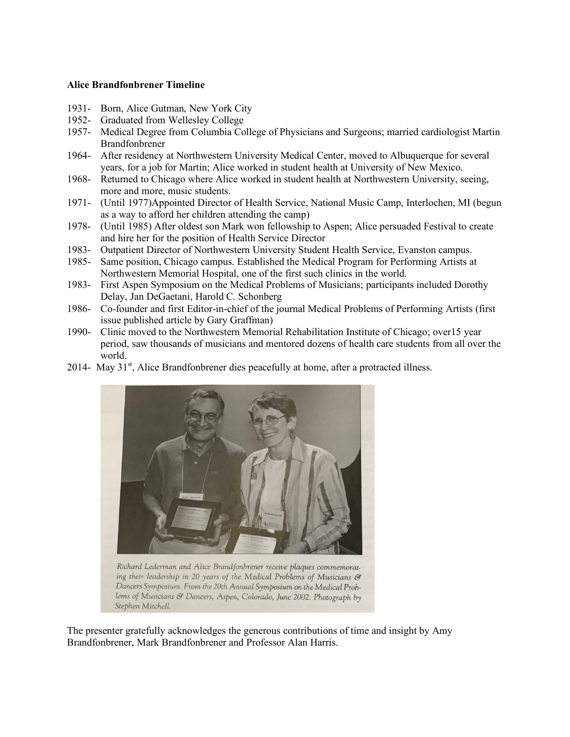**Alice Brandfonbrener Timeline**

1931- Born, Alice Gutman, New York City
1952- Graduated from Wellesley College
1957- Medical Degree from Columbia College of Physicians and Surgeons; married cardiologist Martin Brandfonbrener
1964- After residency at Northwestern University Medical Center, moved to Albuquerque for several years, for a job for Martin; Alice worked in student health at University of New Mexico.
1968- Returned to Chicago where Alice worked in student health at Northwestern University, seeing, more and more, music students.
1971- (Until 1977)Appointed Director of Health Service, National Music Camp, Interlochen, MI (begun as a way to afford her children attending the camp)
1978- (Until 1985) After oldest son Mark won fellowship to Aspen; Alice persuaded Festival to create and hire her for the position of Health Service Director
1983- Outpatient Director of Northwestern University Student Health Service, Evanston campus.
1985- Same position, Chicago campus. Established the Medical Program for Performing Artists at Northwestern Memorial Hospital, one of the first such clinics in the world.
1983- First Aspen Symposium on the Medical Problems of Musicians; participants included Dorothy Delay, Jan DeGaetani, Harold C. Schonberg
1986- Co-founder and first Editor-in-chief of the journal Medical Problems of Performing Artists (first issue published article by Gary Graffman)
1990- Clinic moved to the Northwestern Memorial Rehabilitation Institute of Chicago; over15 year period, saw thousands of musicians and mentored dozens of health care students from all over the world.
2014- May 31st, Alice Brandfonbrener dies peacefully at home, after a protracted illness.

*Richard Lederman and Alice Brandfonbrener receive plaques commemorating their leadership in 20 years of the Medical Problems of Musicians & Dancers Symposium. From the 20th Annual Symposium on the Medical Problems of Musicians & Dancers, Aspen, Colorado, June 2002. Photograph by Stephen Mitchell.*

The presenter gratefully acknowledges the generous contributions of time and insight by Amy Brandfonbrener, Mark Brandfonbrener and Professor Alan Harris.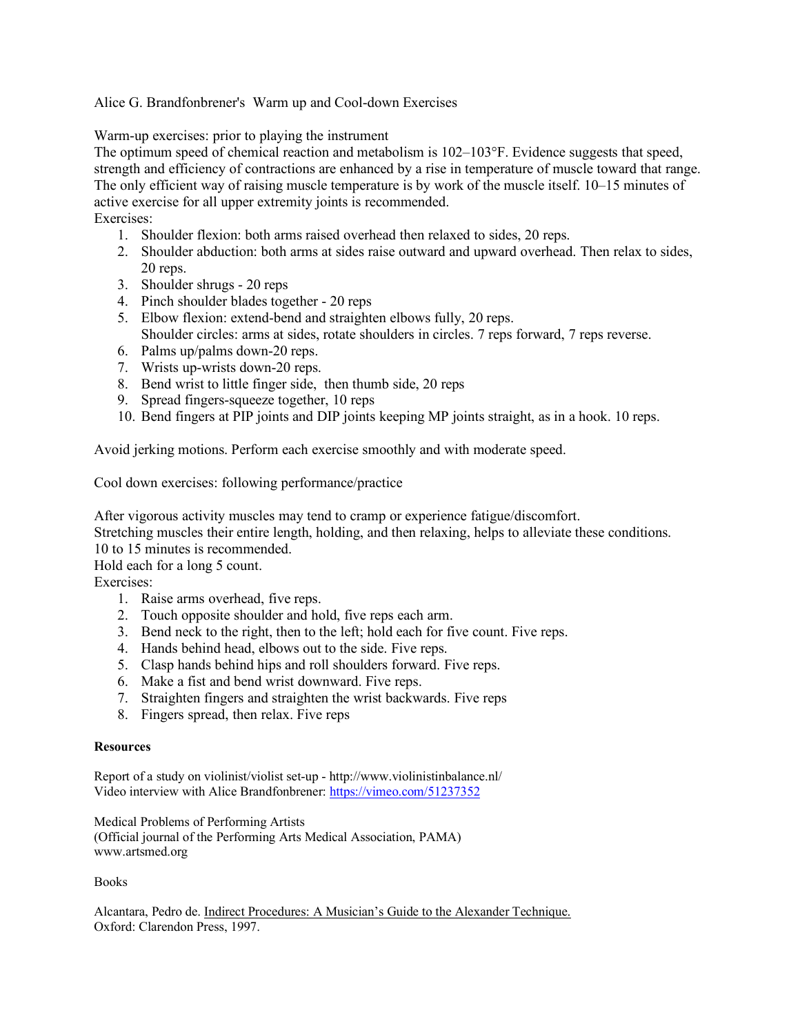Alice G. Brandfonbrener's  Warm up and Cool-down Exercises

Warm-up exercises: prior to playing the instrument

The optimum speed of chemical reaction and metabolism is 102–103°F. Evidence suggests that speed, strength and efficiency of contractions are enhanced by a rise in temperature of muscle toward that range. The only efficient way of raising muscle temperature is by work of the muscle itself. 10–15 minutes of active exercise for all upper extremity joints is recommended.

Exercises:

1. Shoulder flexion: both arms raised overhead then relaxed to sides, 20 reps.
2. Shoulder abduction: both arms at sides raise outward and upward overhead. Then relax to sides, 20 reps.
3. Shoulder shrugs - 20 reps
4. Pinch shoulder blades together - 20 reps
5. Elbow flexion: extend-bend and straighten elbows fully, 20 reps.
   Shoulder circles: arms at sides, rotate shoulders in circles. 7 reps forward, 7 reps reverse.
6. Palms up/palms down-20 reps.
7. Wrists up-wrists down-20 reps.
8. Bend wrist to little finger side, then thumb side, 20 reps
9. Spread fingers-squeeze together, 10 reps
10. Bend fingers at PIP joints and DIP joints keeping MP joints straight, as in a hook. 10 reps.

Avoid jerking motions. Perform each exercise smoothly and with moderate speed.

Cool down exercises: following performance/practice

After vigorous activity muscles may tend to cramp or experience fatigue/discomfort.
Stretching muscles their entire length, holding, and then relaxing, helps to alleviate these conditions.
10 to 15 minutes is recommended.
Hold each for a long 5 count.

Exercises:

1. Raise arms overhead, five reps.
2. Touch opposite shoulder and hold, five reps each arm.
3. Bend neck to the right, then to the left; hold each for five count. Five reps.
4. Hands behind head, elbows out to the side. Five reps.
5. Clasp hands behind hips and roll shoulders forward. Five reps.
6. Make a fist and bend wrist downward. Five reps.
7. Straighten fingers and straighten the wrist backwards. Five reps
8. Fingers spread, then relax. Five reps

**Resources**

Report of a study on violinist/violist set-up - http://www.violinistinbalance.nl/
Video interview with Alice Brandfonbrener: https://vimeo.com/51237352

Medical Problems of Performing Artists
(Official journal of the Performing Arts Medical Association, PAMA)
www.artsmed.org

Books

Alcantara, Pedro de. Indirect Procedures: A Musician's Guide to the Alexander Technique.
Oxford: Clarendon Press, 1997.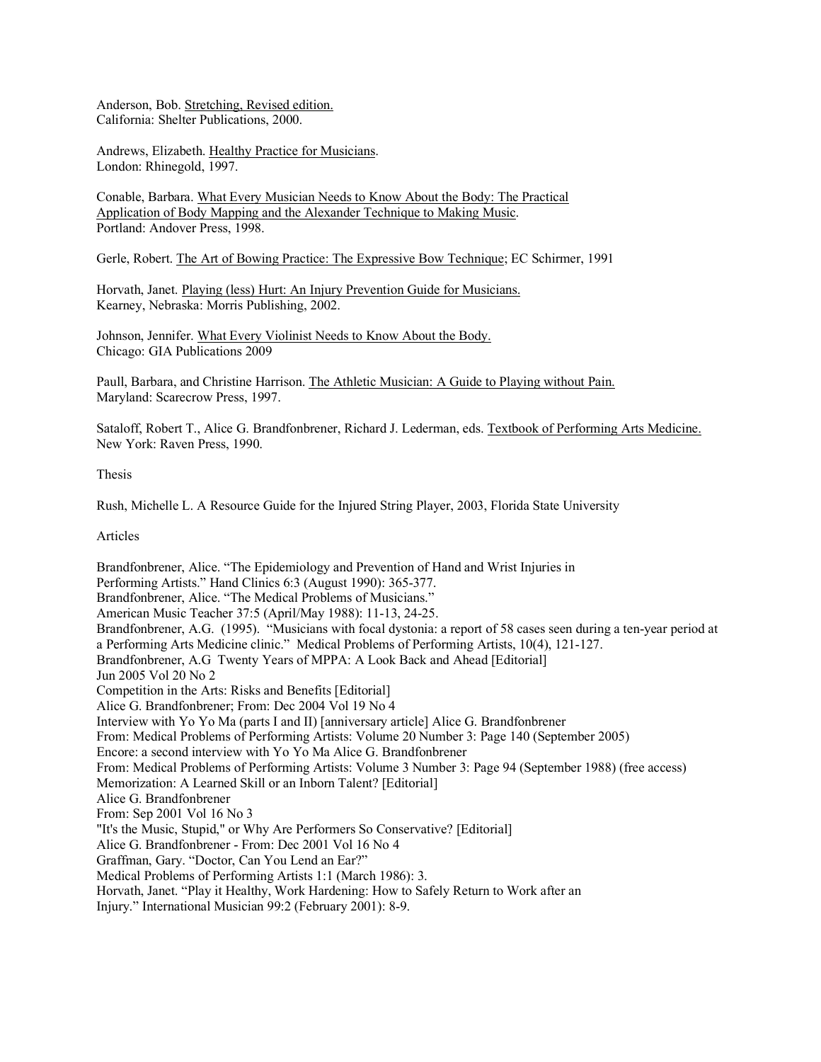Anderson, Bob. Stretching, Revised edition.
California: Shelter Publications, 2000.

Andrews, Elizabeth. Healthy Practice for Musicians.
London: Rhinegold, 1997.

Conable, Barbara. What Every Musician Needs to Know About the Body: The Practical Application of Body Mapping and the Alexander Technique to Making Music.
Portland: Andover Press, 1998.

Gerle, Robert. The Art of Bowing Practice: The Expressive Bow Technique; EC Schirmer, 1991

Horvath, Janet. Playing (less) Hurt: An Injury Prevention Guide for Musicians.
Kearney, Nebraska: Morris Publishing, 2002.

Johnson, Jennifer. What Every Violinist Needs to Know About the Body.
Chicago: GIA Publications 2009

Paull, Barbara, and Christine Harrison. The Athletic Musician: A Guide to Playing without Pain.
Maryland: Scarecrow Press, 1997.

Sataloff, Robert T., Alice G. Brandfonbrener, Richard J. Lederman, eds. Textbook of Performing Arts Medicine.
New York: Raven Press, 1990.

Thesis

Rush, Michelle L. A Resource Guide for the Injured String Player, 2003, Florida State University

Articles

Brandfonbrener, Alice. "The Epidemiology and Prevention of Hand and Wrist Injuries in Performing Artists." Hand Clinics 6:3 (August 1990): 365-377.
Brandfonbrener, Alice. "The Medical Problems of Musicians."
American Music Teacher 37:5 (April/May 1988): 11-13, 24-25.
Brandfonbrener, A.G. (1995). "Musicians with focal dystonia: a report of 58 cases seen during a ten-year period at a Performing Arts Medicine clinic." Medical Problems of Performing Artists, 10(4), 121-127.
Brandfonbrener, A.G Twenty Years of MPPA: A Look Back and Ahead [Editorial]
Jun 2005 Vol 20 No 2
Competition in the Arts: Risks and Benefits [Editorial]
Alice G. Brandfonbrener; From: Dec 2004 Vol 19 No 4
Interview with Yo Yo Ma (parts I and II) [anniversary article] Alice G. Brandfonbrener
From: Medical Problems of Performing Artists: Volume 20 Number 3: Page 140 (September 2005)
Encore: a second interview with Yo Yo Ma Alice G. Brandfonbrener
From: Medical Problems of Performing Artists: Volume 3 Number 3: Page 94 (September 1988) (free access)
Memorization: A Learned Skill or an Inborn Talent? [Editorial]
Alice G. Brandfonbrener
From: Sep 2001 Vol 16 No 3
"It's the Music, Stupid," or Why Are Performers So Conservative? [Editorial]
Alice G. Brandfonbrener - From: Dec 2001 Vol 16 No 4
Graffman, Gary. "Doctor, Can You Lend an Ear?"
Medical Problems of Performing Artists 1:1 (March 1986): 3.
Horvath, Janet. "Play it Healthy, Work Hardening: How to Safely Return to Work after an Injury." International Musician 99:2 (February 2001): 8-9.